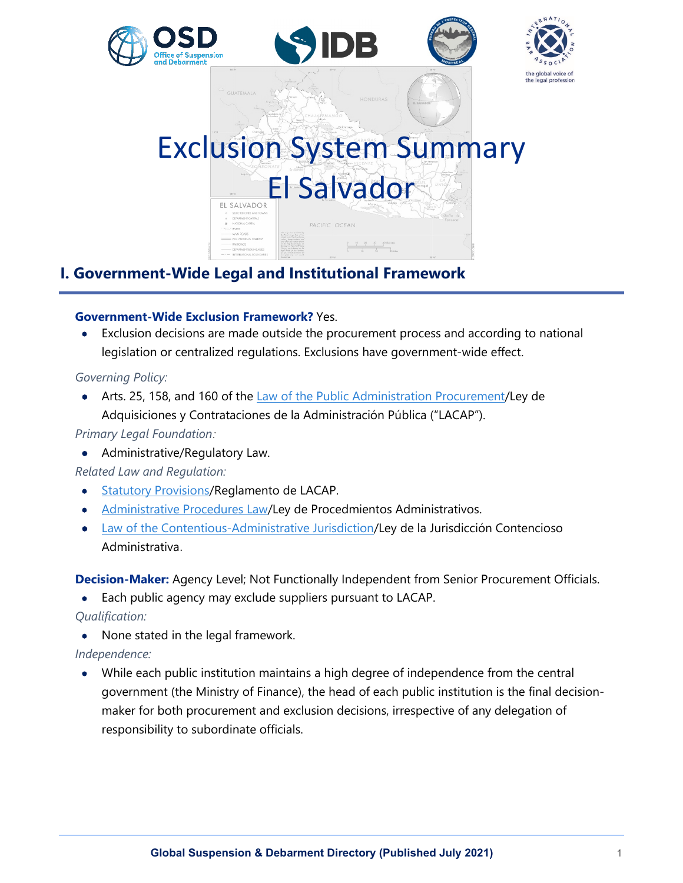# Exclusion System Summary
# El Salvador

## I. Government-Wide Legal and Institutional Framework

**Government-Wide Exclusion Framework?** Yes.

- Exclusion decisions are made outside the procurement process and according to national legislation or centralized regulations. Exclusions have government-wide effect.

*Governing Policy:*

- Arts. 25, 158, and 160 of the Law of the Public Administration Procurement/Ley de Adquisiciones y Contrataciones de la Administración Pública ("LACAP").

*Primary Legal Foundation:*

- Administrative/Regulatory Law.

*Related Law and Regulation:*

- Statutory Provisions/Reglamento de LACAP.
- Administrative Procedures Law/Ley de Procedmientos Administrativos.
- Law of the Contentious-Administrative Jurisdiction/Ley de la Jurisdicción Contencioso Administrativa.

**Decision-Maker:** Agency Level; Not Functionally Independent from Senior Procurement Officials.

- Each public agency may exclude suppliers pursuant to LACAP.

*Qualification:*

- None stated in the legal framework.

*Independence:*

- While each public institution maintains a high degree of independence from the central government (the Ministry of Finance), the head of each public institution is the final decision-maker for both procurement and exclusion decisions, irrespective of any delegation of responsibility to subordinate officials.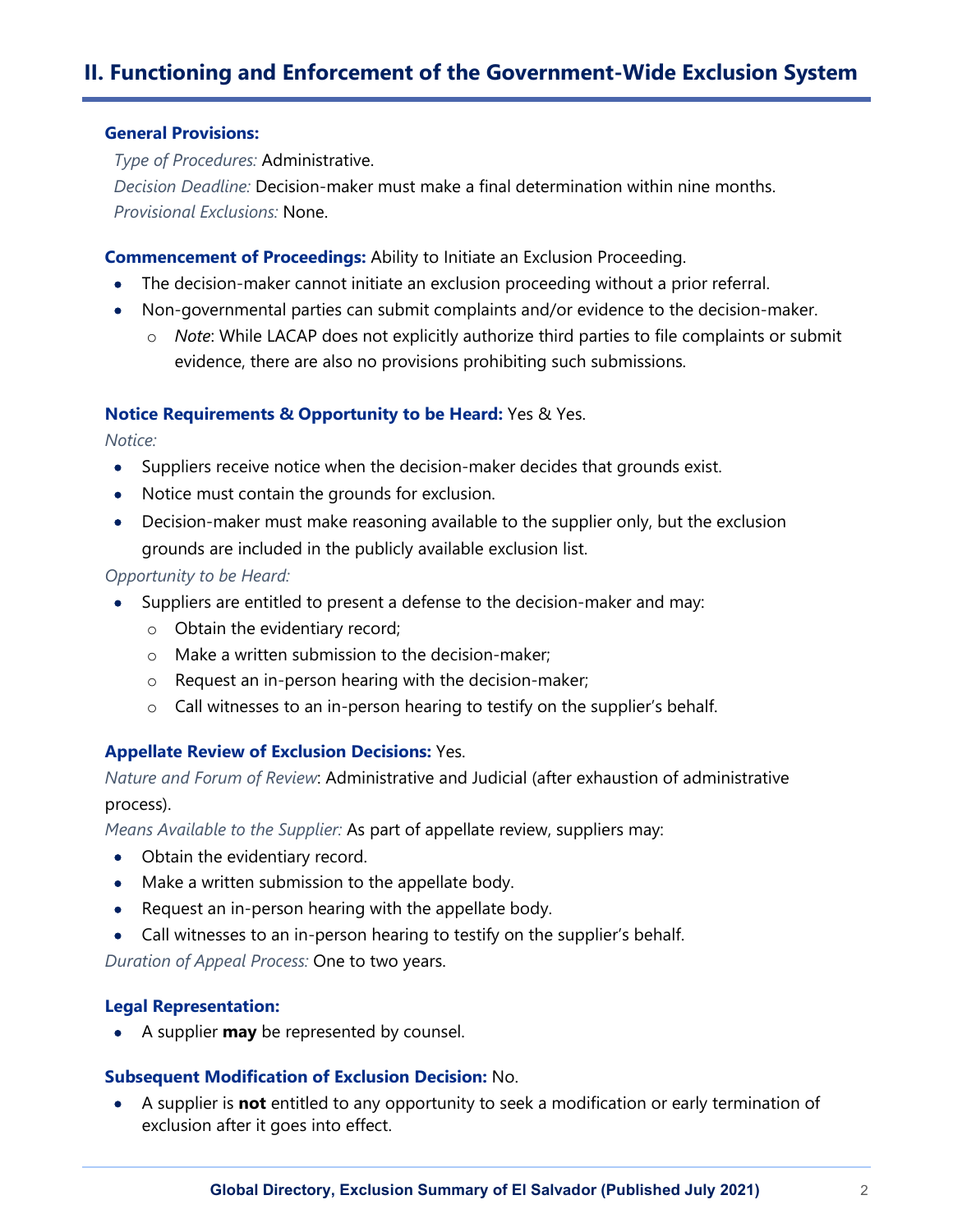## II. Functioning and Enforcement of the Government-Wide Exclusion System

**General Provisions:**

*Type of Procedures:* Administrative.
*Decision Deadline:* Decision-maker must make a final determination within nine months.
*Provisional Exclusions:* None.

**Commencement of Proceedings:** Ability to Initiate an Exclusion Proceeding.

- The decision-maker cannot initiate an exclusion proceeding without a prior referral.
- Non-governmental parties can submit complaints and/or evidence to the decision-maker.
  - *Note*: While LACAP does not explicitly authorize third parties to file complaints or submit evidence, there are also no provisions prohibiting such submissions.

**Notice Requirements & Opportunity to be Heard:** Yes & Yes.

*Notice:*

- Suppliers receive notice when the decision-maker decides that grounds exist.
- Notice must contain the grounds for exclusion.
- Decision-maker must make reasoning available to the supplier only, but the exclusion grounds are included in the publicly available exclusion list.

*Opportunity to be Heard:*

- Suppliers are entitled to present a defense to the decision-maker and may:
  - Obtain the evidentiary record;
  - Make a written submission to the decision-maker;
  - Request an in-person hearing with the decision-maker;
  - Call witnesses to an in-person hearing to testify on the supplier's behalf.

**Appellate Review of Exclusion Decisions:** Yes.

*Nature and Forum of Review*: Administrative and Judicial (after exhaustion of administrative process).

*Means Available to the Supplier:* As part of appellate review, suppliers may:

- Obtain the evidentiary record.
- Make a written submission to the appellate body.
- Request an in-person hearing with the appellate body.
- Call witnesses to an in-person hearing to testify on the supplier's behalf.

*Duration of Appeal Process:* One to two years.

**Legal Representation:**

- A supplier **may** be represented by counsel.

**Subsequent Modification of Exclusion Decision:** No.

- A supplier is **not** entitled to any opportunity to seek a modification or early termination of exclusion after it goes into effect.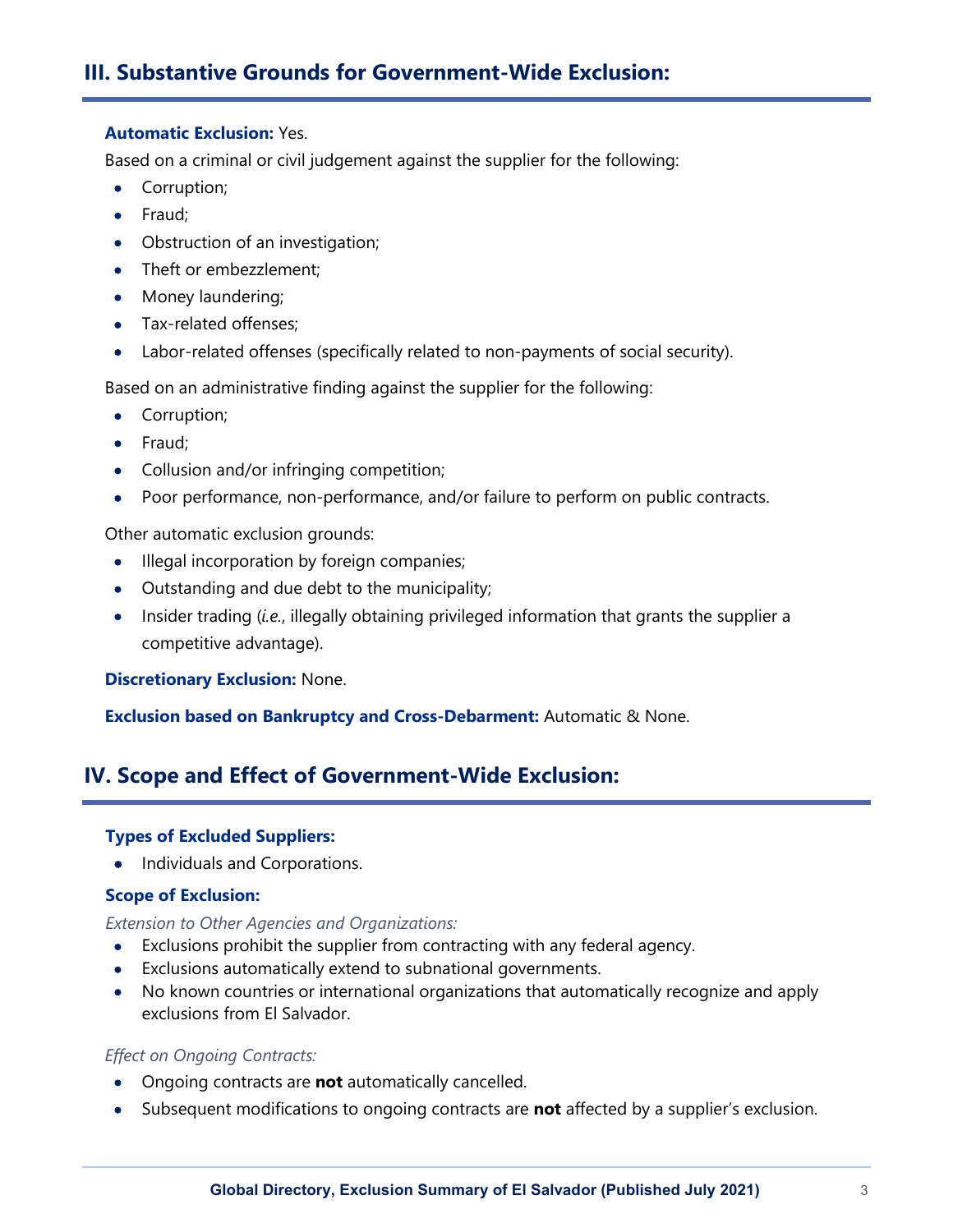## III. Substantive Grounds for Government-Wide Exclusion:

**Automatic Exclusion:** Yes.

Based on a criminal or civil judgement against the supplier for the following:

- Corruption;
- Fraud;
- Obstruction of an investigation;
- Theft or embezzlement;
- Money laundering;
- Tax-related offenses;
- Labor-related offenses (specifically related to non-payments of social security).

Based on an administrative finding against the supplier for the following:

- Corruption;
- Fraud;
- Collusion and/or infringing competition;
- Poor performance, non-performance, and/or failure to perform on public contracts.

Other automatic exclusion grounds:

- Illegal incorporation by foreign companies;
- Outstanding and due debt to the municipality;
- Insider trading (*i.e.*, illegally obtaining privileged information that grants the supplier a competitive advantage).

**Discretionary Exclusion:** None.

**Exclusion based on Bankruptcy and Cross-Debarment:** Automatic & None.

## IV. Scope and Effect of Government-Wide Exclusion:

**Types of Excluded Suppliers:**

- Individuals and Corporations.

**Scope of Exclusion:**

*Extension to Other Agencies and Organizations:*

- Exclusions prohibit the supplier from contracting with any federal agency.
- Exclusions automatically extend to subnational governments.
- No known countries or international organizations that automatically recognize and apply exclusions from El Salvador.

*Effect on Ongoing Contracts:*

- Ongoing contracts are **not** automatically cancelled.
- Subsequent modifications to ongoing contracts are **not** affected by a supplier's exclusion.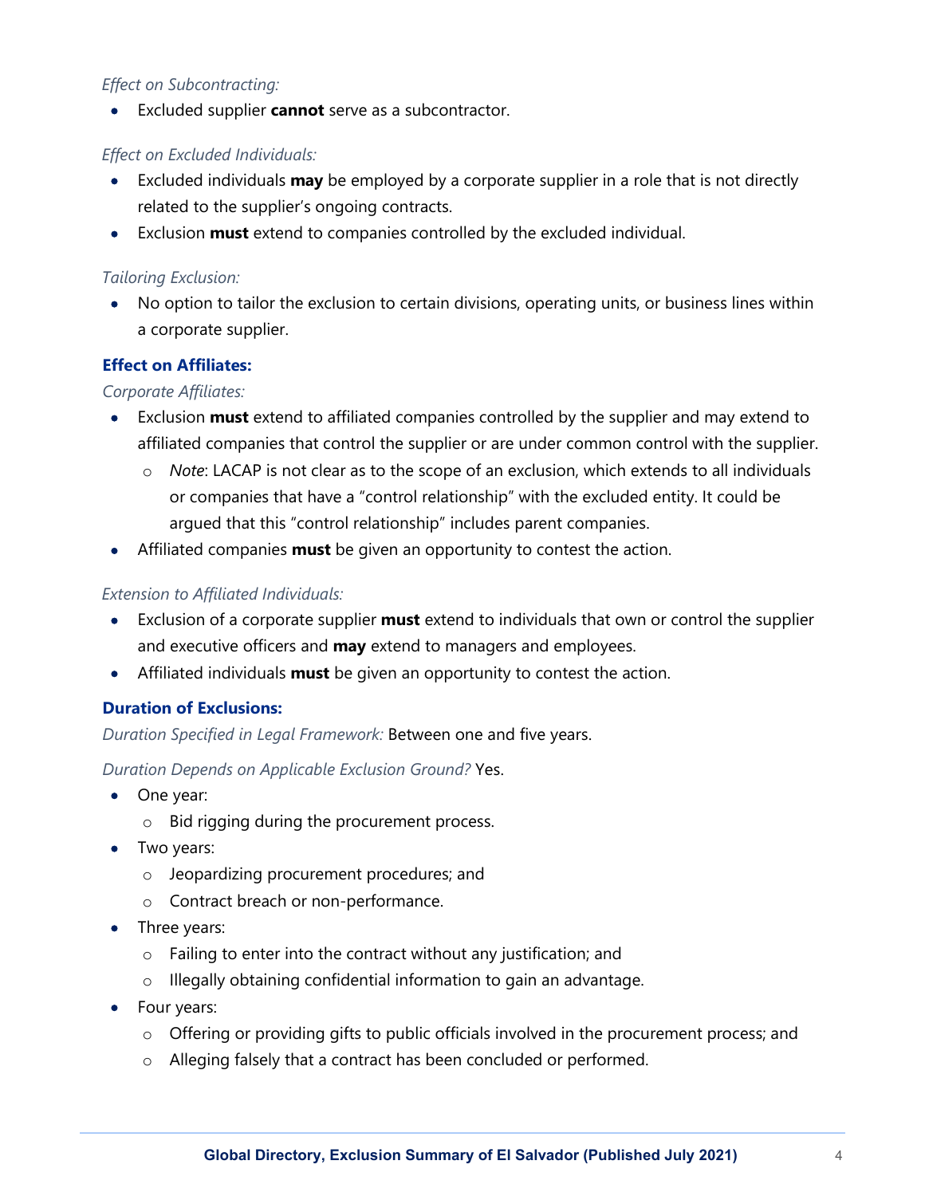*Effect on Subcontracting:*

- Excluded supplier **cannot** serve as a subcontractor.

*Effect on Excluded Individuals:*

- Excluded individuals **may** be employed by a corporate supplier in a role that is not directly related to the supplier's ongoing contracts.
- Exclusion **must** extend to companies controlled by the excluded individual.

*Tailoring Exclusion:*

- No option to tailor the exclusion to certain divisions, operating units, or business lines within a corporate supplier.

### Effect on Affiliates:

*Corporate Affiliates:*

- Exclusion **must** extend to affiliated companies controlled by the supplier and may extend to affiliated companies that control the supplier or are under common control with the supplier.
  - *Note*: LACAP is not clear as to the scope of an exclusion, which extends to all individuals or companies that have a "control relationship" with the excluded entity. It could be argued that this "control relationship" includes parent companies.
- Affiliated companies **must** be given an opportunity to contest the action.

*Extension to Affiliated Individuals:*

- Exclusion of a corporate supplier **must** extend to individuals that own or control the supplier and executive officers and **may** extend to managers and employees.
- Affiliated individuals **must** be given an opportunity to contest the action.

### Duration of Exclusions:

*Duration Specified in Legal Framework:* Between one and five years.

*Duration Depends on Applicable Exclusion Ground?* Yes.

- One year:
  - Bid rigging during the procurement process.
- Two years:
  - Jeopardizing procurement procedures; and
  - Contract breach or non-performance.
- Three years:
  - Failing to enter into the contract without any justification; and
  - Illegally obtaining confidential information to gain an advantage.
- Four years:
  - Offering or providing gifts to public officials involved in the procurement process; and
  - Alleging falsely that a contract has been concluded or performed.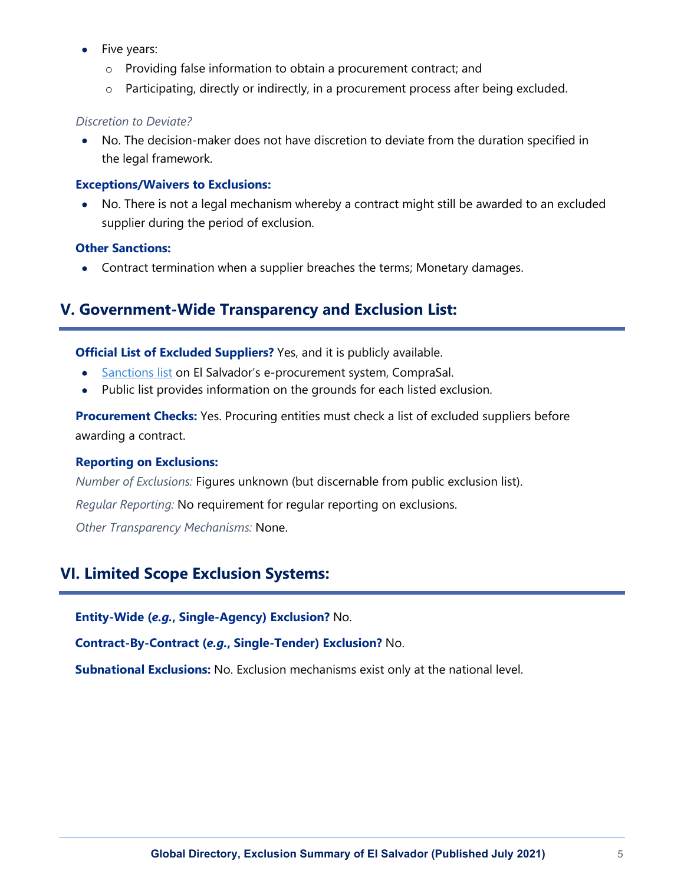- Five years:
  - Providing false information to obtain a procurement contract; and
  - Participating, directly or indirectly, in a procurement process after being excluded.

*Discretion to Deviate?*

- No. The decision-maker does not have discretion to deviate from the duration specified in the legal framework.

**Exceptions/Waivers to Exclusions:**

- No. There is not a legal mechanism whereby a contract might still be awarded to an excluded supplier during the period of exclusion.

**Other Sanctions:**

- Contract termination when a supplier breaches the terms; Monetary damages.

## V. Government-Wide Transparency and Exclusion List:

**Official List of Excluded Suppliers?** Yes, and it is publicly available.

- Sanctions list on El Salvador's e-procurement system, CompraSal.
- Public list provides information on the grounds for each listed exclusion.

**Procurement Checks:** Yes. Procuring entities must check a list of excluded suppliers before awarding a contract.

**Reporting on Exclusions:**

*Number of Exclusions:* Figures unknown (but discernable from public exclusion list).

*Regular Reporting:* No requirement for regular reporting on exclusions.

*Other Transparency Mechanisms:* None.

## VI. Limited Scope Exclusion Systems:

**Entity-Wide (*e.g.*, Single-Agency) Exclusion?** No.

**Contract-By-Contract (*e.g.*, Single-Tender) Exclusion?** No.

**Subnational Exclusions:** No. Exclusion mechanisms exist only at the national level.